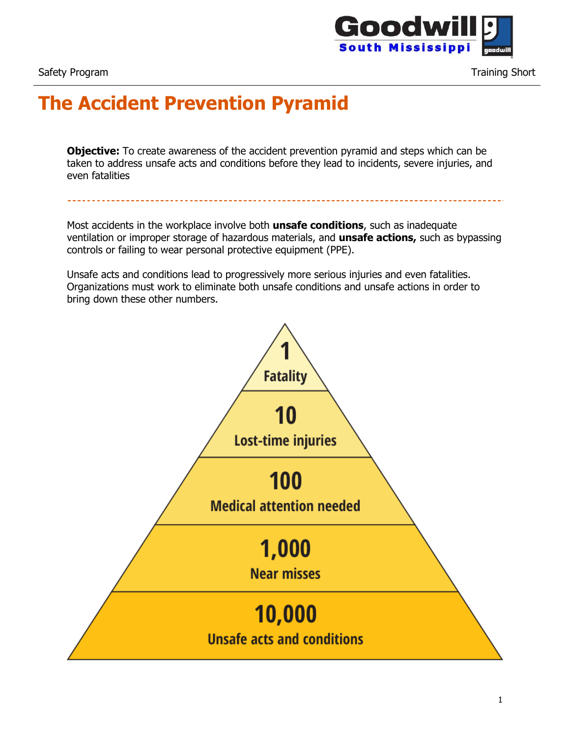# The Accident Prevention Pyramid

**Objective:** To create awareness of the accident prevention pyramid and steps which can be taken to address unsafe acts and conditions before they lead to incidents, severe injuries, and even fatalities

---

Most accidents in the workplace involve both **unsafe conditions**, such as inadequate ventilation or improper storage of hazardous materials, and **unsafe actions,** such as bypassing controls or failing to wear personal protective equipment (PPE).

Unsafe acts and conditions lead to progressively more serious injuries and even fatalities. Organizations must work to eliminate both unsafe conditions and unsafe actions in order to bring down these other numbers.

**1**
Fatality

**10**
Lost-time injuries

**100**
Medical attention needed

**1,000**
Near misses

**10,000**
Unsafe acts and conditions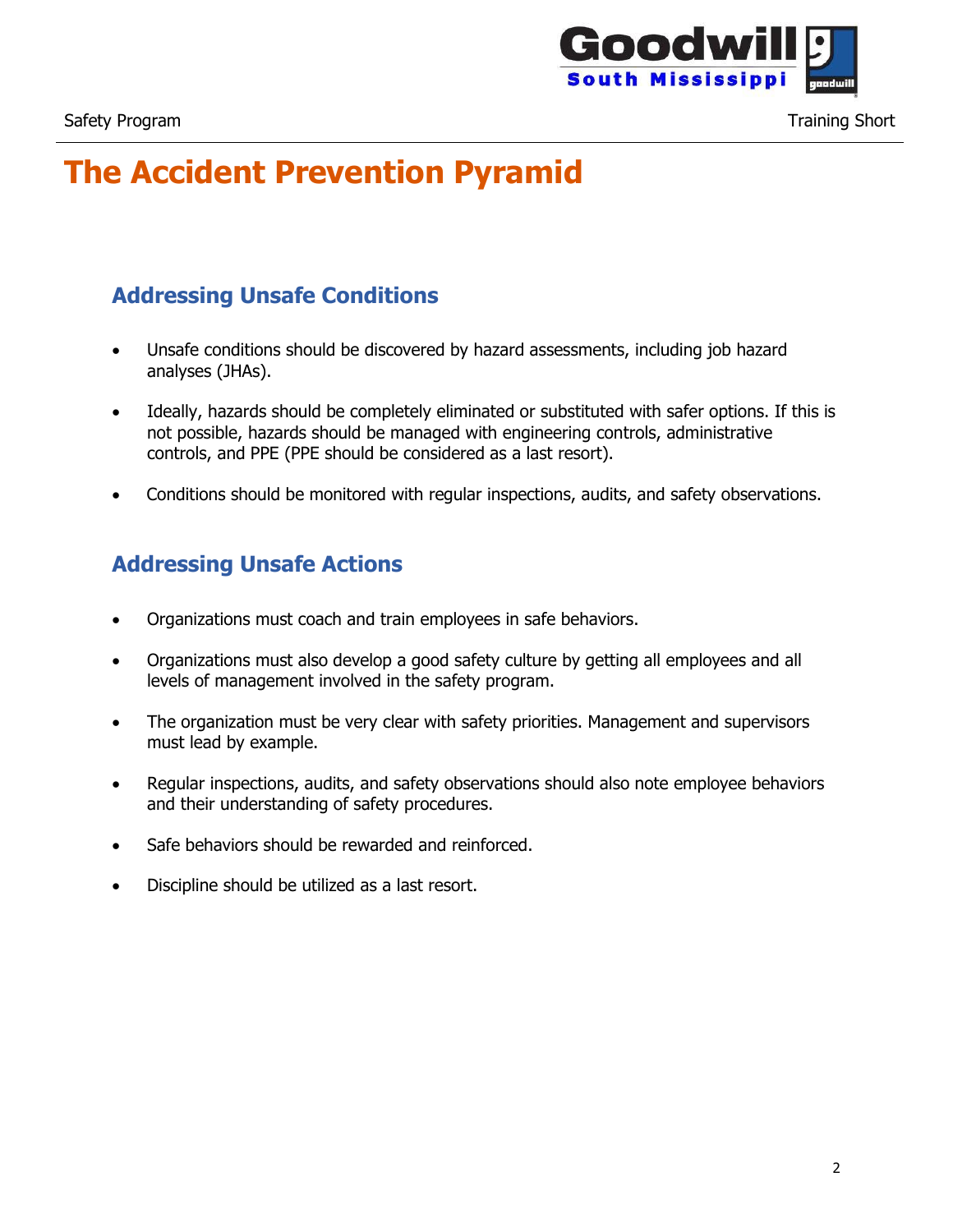# The Accident Prevention Pyramid

## Addressing Unsafe Conditions

- Unsafe conditions should be discovered by hazard assessments, including job hazard analyses (JHAs).
- Ideally, hazards should be completely eliminated or substituted with safer options. If this is not possible, hazards should be managed with engineering controls, administrative controls, and PPE (PPE should be considered as a last resort).
- Conditions should be monitored with regular inspections, audits, and safety observations.

## Addressing Unsafe Actions

- Organizations must coach and train employees in safe behaviors.
- Organizations must also develop a good safety culture by getting all employees and all levels of management involved in the safety program.
- The organization must be very clear with safety priorities. Management and supervisors must lead by example.
- Regular inspections, audits, and safety observations should also note employee behaviors and their understanding of safety procedures.
- Safe behaviors should be rewarded and reinforced.
- Discipline should be utilized as a last resort.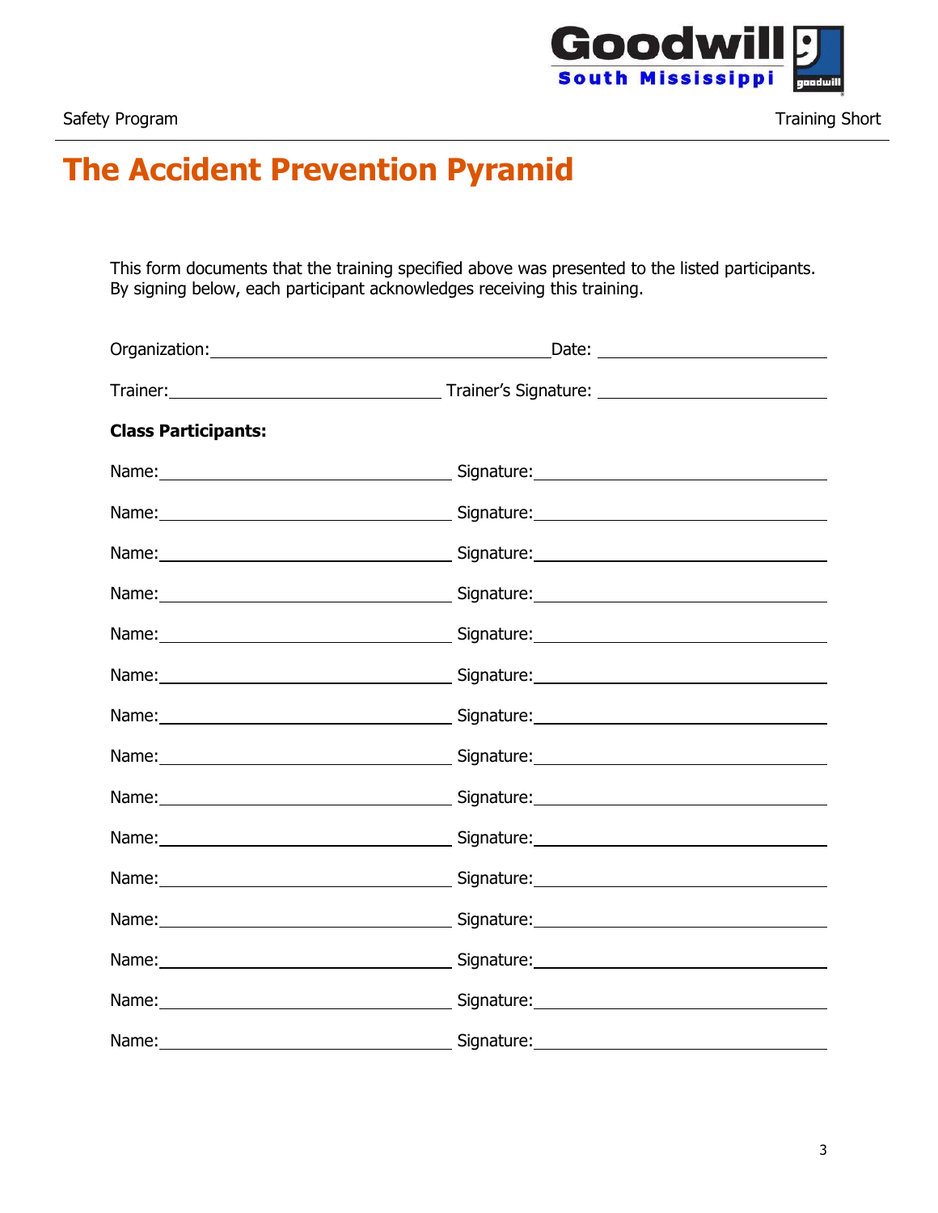Safety Program Training Short

# The Accident Prevention Pyramid

This form documents that the training specified above was presented to the listed participants. By signing below, each participant acknowledges receiving this training.

Organization:\_\_\_\_\_\_\_\_\_\_\_\_\_\_\_\_\_\_\_\_\_\_\_\_\_\_\_\_\_\_ Date: \_\_\_\_\_\_\_\_\_\_\_\_\_\_\_\_\_\_\_\_

Trainer:\_\_\_\_\_\_\_\_\_\_\_\_\_\_\_\_\_\_\_\_\_\_\_\_ Trainer's Signature: \_\_\_\_\_\_\_\_\_\_\_\_\_\_\_\_\_\_\_\_

**Class Participants:**

Name:\_\_\_\_\_\_\_\_\_\_\_\_\_\_\_\_\_\_\_\_\_\_\_\_ Signature:\_\_\_\_\_\_\_\_\_\_\_\_\_\_\_\_\_\_\_\_\_\_\_\_

Name:\_\_\_\_\_\_\_\_\_\_\_\_\_\_\_\_\_\_\_\_\_\_\_\_ Signature:\_\_\_\_\_\_\_\_\_\_\_\_\_\_\_\_\_\_\_\_\_\_\_\_

Name:\_\_\_\_\_\_\_\_\_\_\_\_\_\_\_\_\_\_\_\_\_\_\_\_ Signature:\_\_\_\_\_\_\_\_\_\_\_\_\_\_\_\_\_\_\_\_\_\_\_\_

Name:\_\_\_\_\_\_\_\_\_\_\_\_\_\_\_\_\_\_\_\_\_\_\_\_ Signature:\_\_\_\_\_\_\_\_\_\_\_\_\_\_\_\_\_\_\_\_\_\_\_\_

Name:\_\_\_\_\_\_\_\_\_\_\_\_\_\_\_\_\_\_\_\_\_\_\_\_ Signature:\_\_\_\_\_\_\_\_\_\_\_\_\_\_\_\_\_\_\_\_\_\_\_\_

Name:\_\_\_\_\_\_\_\_\_\_\_\_\_\_\_\_\_\_\_\_\_\_\_\_ Signature:\_\_\_\_\_\_\_\_\_\_\_\_\_\_\_\_\_\_\_\_\_\_\_\_

Name:\_\_\_\_\_\_\_\_\_\_\_\_\_\_\_\_\_\_\_\_\_\_\_\_ Signature:\_\_\_\_\_\_\_\_\_\_\_\_\_\_\_\_\_\_\_\_\_\_\_\_

Name:\_\_\_\_\_\_\_\_\_\_\_\_\_\_\_\_\_\_\_\_\_\_\_\_ Signature:\_\_\_\_\_\_\_\_\_\_\_\_\_\_\_\_\_\_\_\_\_\_\_\_

Name:\_\_\_\_\_\_\_\_\_\_\_\_\_\_\_\_\_\_\_\_\_\_\_\_ Signature:\_\_\_\_\_\_\_\_\_\_\_\_\_\_\_\_\_\_\_\_\_\_\_\_

Name:\_\_\_\_\_\_\_\_\_\_\_\_\_\_\_\_\_\_\_\_\_\_\_\_ Signature:\_\_\_\_\_\_\_\_\_\_\_\_\_\_\_\_\_\_\_\_\_\_\_\_

Name:\_\_\_\_\_\_\_\_\_\_\_\_\_\_\_\_\_\_\_\_\_\_\_\_ Signature:\_\_\_\_\_\_\_\_\_\_\_\_\_\_\_\_\_\_\_\_\_\_\_\_

Name:\_\_\_\_\_\_\_\_\_\_\_\_\_\_\_\_\_\_\_\_\_\_\_\_ Signature:\_\_\_\_\_\_\_\_\_\_\_\_\_\_\_\_\_\_\_\_\_\_\_\_

Name:\_\_\_\_\_\_\_\_\_\_\_\_\_\_\_\_\_\_\_\_\_\_\_\_ Signature:\_\_\_\_\_\_\_\_\_\_\_\_\_\_\_\_\_\_\_\_\_\_\_\_

Name:\_\_\_\_\_\_\_\_\_\_\_\_\_\_\_\_\_\_\_\_\_\_\_\_ Signature:\_\_\_\_\_\_\_\_\_\_\_\_\_\_\_\_\_\_\_\_\_\_\_\_

Name:\_\_\_\_\_\_\_\_\_\_\_\_\_\_\_\_\_\_\_\_\_\_\_\_ Signature:\_\_\_\_\_\_\_\_\_\_\_\_\_\_\_\_\_\_\_\_\_\_\_\_